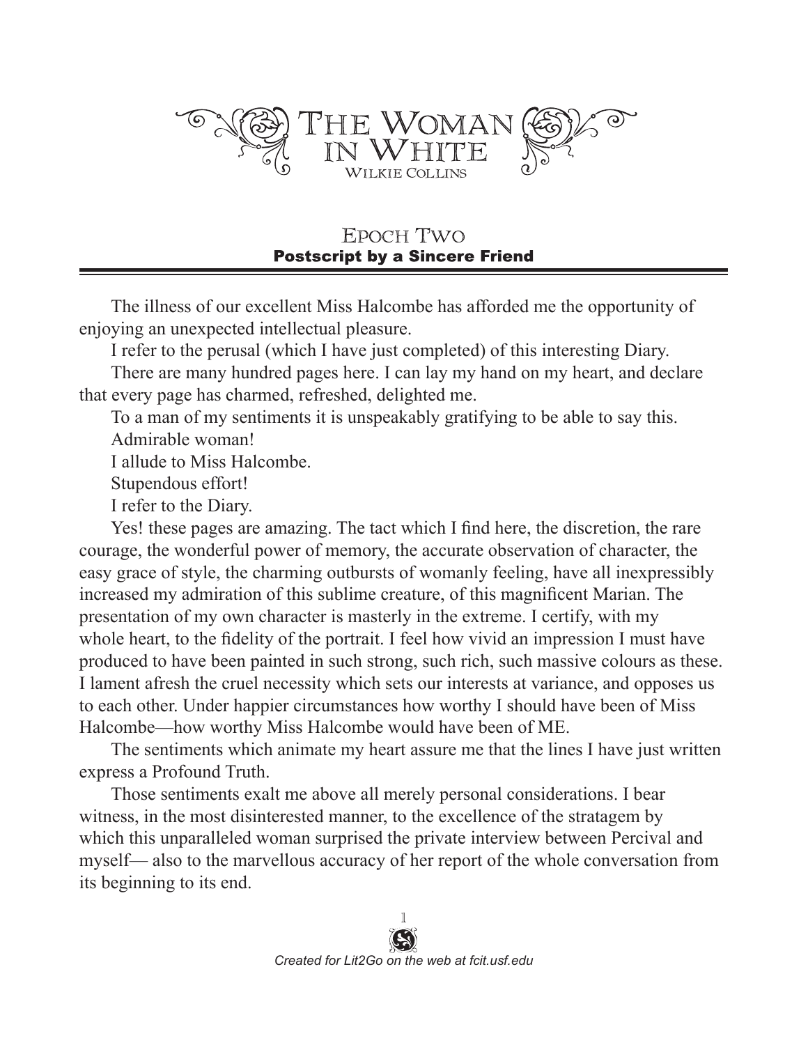# The Woman in White

Wilkie Collins

## Epoch Two

### Postscript by a Sincere Friend

The illness of our excellent Miss Halcombe has afforded me the opportunity of enjoying an unexpected intellectual pleasure.

I refer to the perusal (which I have just completed) of this interesting Diary.

There are many hundred pages here. I can lay my hand on my heart, and declare that every page has charmed, refreshed, delighted me.

To a man of my sentiments it is unspeakably gratifying to be able to say this.

Admirable woman!

I allude to Miss Halcombe.

Stupendous effort!

I refer to the Diary.

Yes! these pages are amazing. The tact which I find here, the discretion, the rare courage, the wonderful power of memory, the accurate observation of character, the easy grace of style, the charming outbursts of womanly feeling, have all inexpressibly increased my admiration of this sublime creature, of this magnificent Marian. The presentation of my own character is masterly in the extreme. I certify, with my whole heart, to the fidelity of the portrait. I feel how vivid an impression I must have produced to have been painted in such strong, such rich, such massive colours as these. I lament afresh the cruel necessity which sets our interests at variance, and opposes us to each other. Under happier circumstances how worthy I should have been of Miss Halcombe—how worthy Miss Halcombe would have been of ME.

The sentiments which animate my heart assure me that the lines I have just written express a Profound Truth.

Those sentiments exalt me above all merely personal considerations. I bear witness, in the most disinterested manner, to the excellence of the stratagem by which this unparalleled woman surprised the private interview between Percival and myself— also to the marvellous accuracy of her report of the whole conversation from its beginning to its end.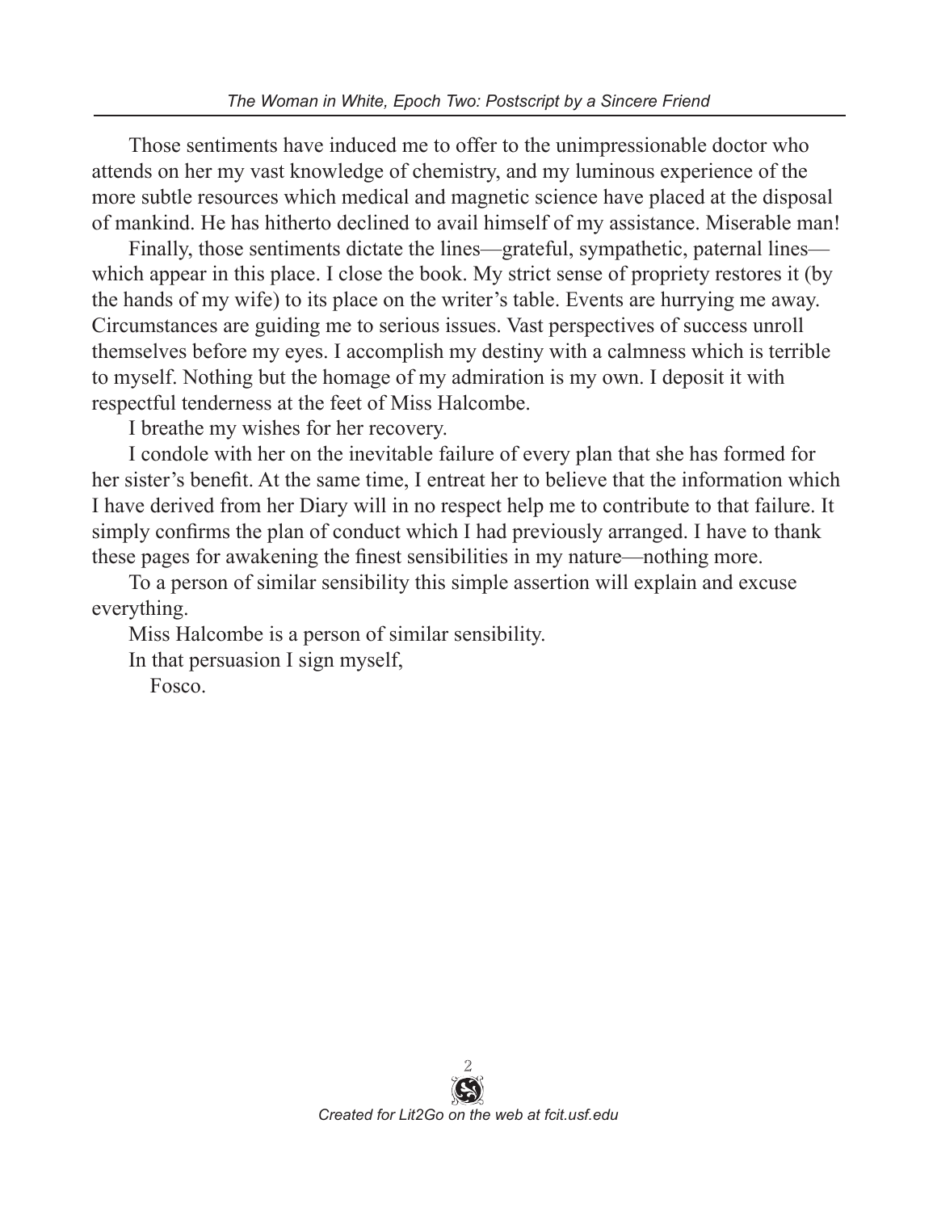Those sentiments have induced me to offer to the unimpressionable doctor who attends on her my vast knowledge of chemistry, and my luminous experience of the more subtle resources which medical and magnetic science have placed at the disposal of mankind. He has hitherto declined to avail himself of my assistance. Miserable man!

Finally, those sentiments dictate the lines—grateful, sympathetic, paternal lines—which appear in this place. I close the book. My strict sense of propriety restores it (by the hands of my wife) to its place on the writer's table. Events are hurrying me away. Circumstances are guiding me to serious issues. Vast perspectives of success unroll themselves before my eyes. I accomplish my destiny with a calmness which is terrible to myself. Nothing but the homage of my admiration is my own. I deposit it with respectful tenderness at the feet of Miss Halcombe.

I breathe my wishes for her recovery.

I condole with her on the inevitable failure of every plan that she has formed for her sister's benefit. At the same time, I entreat her to believe that the information which I have derived from her Diary will in no respect help me to contribute to that failure. It simply confirms the plan of conduct which I had previously arranged. I have to thank these pages for awakening the finest sensibilities in my nature—nothing more.

To a person of similar sensibility this simple assertion will explain and excuse everything.

Miss Halcombe is a person of similar sensibility.

In that persuasion I sign myself,

Fosco.